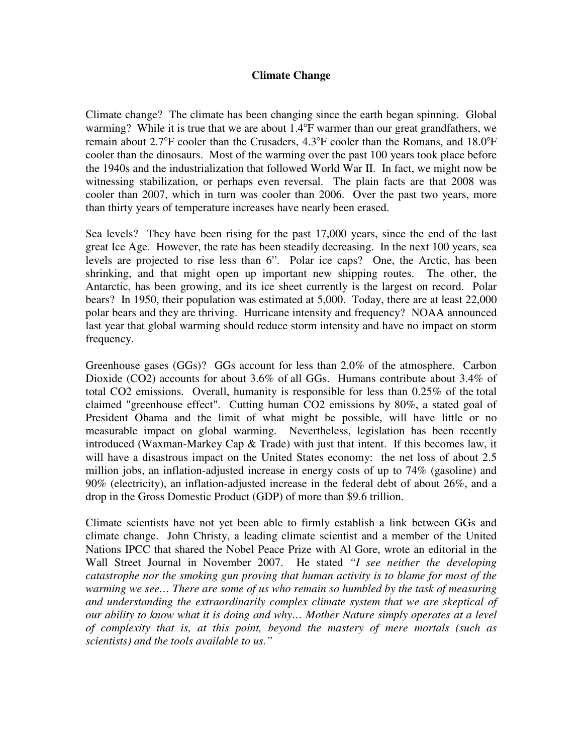# Climate Change

Climate change? The climate has been changing since the earth began spinning. Global warming? While it is true that we are about 1.4°F warmer than our great grandfathers, we remain about 2.7°F cooler than the Crusaders, 4.3°F cooler than the Romans, and 18.0°F cooler than the dinosaurs. Most of the warming over the past 100 years took place before the 1940s and the industrialization that followed World War II. In fact, we might now be witnessing stabilization, or perhaps even reversal. The plain facts are that 2008 was cooler than 2007, which in turn was cooler than 2006. Over the past two years, more than thirty years of temperature increases have nearly been erased.

Sea levels? They have been rising for the past 17,000 years, since the end of the last great Ice Age. However, the rate has been steadily decreasing. In the next 100 years, sea levels are projected to rise less than 6". Polar ice caps? One, the Arctic, has been shrinking, and that might open up important new shipping routes. The other, the Antarctic, has been growing, and its ice sheet currently is the largest on record. Polar bears? In 1950, their population was estimated at 5,000. Today, there are at least 22,000 polar bears and they are thriving. Hurricane intensity and frequency? NOAA announced last year that global warming should reduce storm intensity and have no impact on storm frequency.

Greenhouse gases (GGs)? GGs account for less than 2.0% of the atmosphere. Carbon Dioxide ($CO_2$) accounts for about 3.6% of all GGs. Humans contribute about 3.4% of total $CO_2$ emissions. Overall, humanity is responsible for less than 0.25% of the total claimed "greenhouse effect". Cutting human $CO_2$ emissions by 80%, a stated goal of President Obama and the limit of what might be possible, will have little or no measurable impact on global warming. Nevertheless, legislation has been recently introduced (Waxman-Markey Cap & Trade) with just that intent. If this becomes law, it will have a disastrous impact on the United States economy: the net loss of about 2.5 million jobs, an inflation-adjusted increase in energy costs of up to 74% (gasoline) and 90% (electricity), an inflation-adjusted increase in the federal debt of about 26%, and a drop in the Gross Domestic Product (GDP) of more than $9.6 trillion.

Climate scientists have not yet been able to firmly establish a link between GGs and climate change. John Christy, a leading climate scientist and a member of the United Nations IPCC that shared the Nobel Peace Prize with Al Gore, wrote an editorial in the Wall Street Journal in November 2007. He stated *"I see neither the developing catastrophe nor the smoking gun proving that human activity is to blame for most of the warming we see… There are some of us who remain so humbled by the task of measuring and understanding the extraordinarily complex climate system that we are skeptical of our ability to know what it is doing and why… Mother Nature simply operates at a level of complexity that is, at this point, beyond the mastery of mere mortals (such as scientists) and the tools available to us."*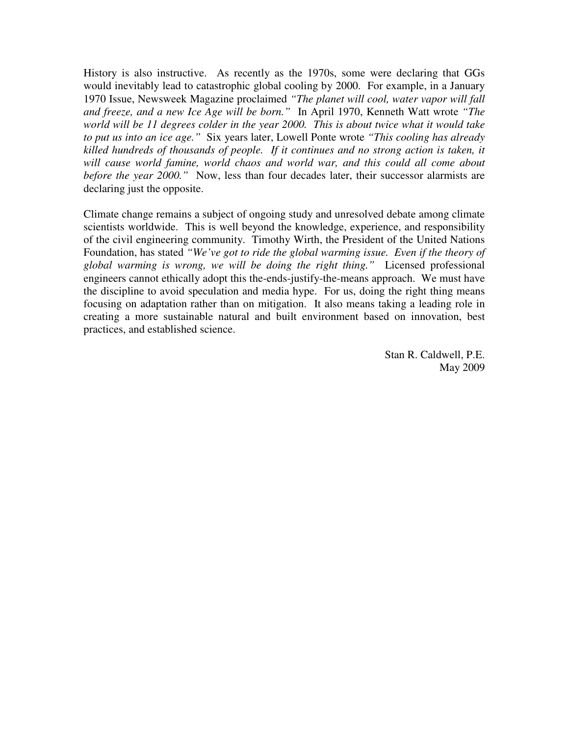History is also instructive. As recently as the 1970s, some were declaring that GGs would inevitably lead to catastrophic global cooling by 2000. For example, in a January 1970 Issue, Newsweek Magazine proclaimed *"The planet will cool, water vapor will fall and freeze, and a new Ice Age will be born."* In April 1970, Kenneth Watt wrote *"The world will be 11 degrees colder in the year 2000. This is about twice what it would take to put us into an ice age."* Six years later, Lowell Ponte wrote *"This cooling has already killed hundreds of thousands of people. If it continues and no strong action is taken, it will cause world famine, world chaos and world war, and this could all come about before the year 2000."* Now, less than four decades later, their successor alarmists are declaring just the opposite.

Climate change remains a subject of ongoing study and unresolved debate among climate scientists worldwide. This is well beyond the knowledge, experience, and responsibility of the civil engineering community. Timothy Wirth, the President of the United Nations Foundation, has stated *"We've got to ride the global warming issue. Even if the theory of global warming is wrong, we will be doing the right thing."* Licensed professional engineers cannot ethically adopt this the-ends-justify-the-means approach. We must have the discipline to avoid speculation and media hype. For us, doing the right thing means focusing on adaptation rather than on mitigation. It also means taking a leading role in creating a more sustainable natural and built environment based on innovation, best practices, and established science.

Stan R. Caldwell, P.E.
May 2009